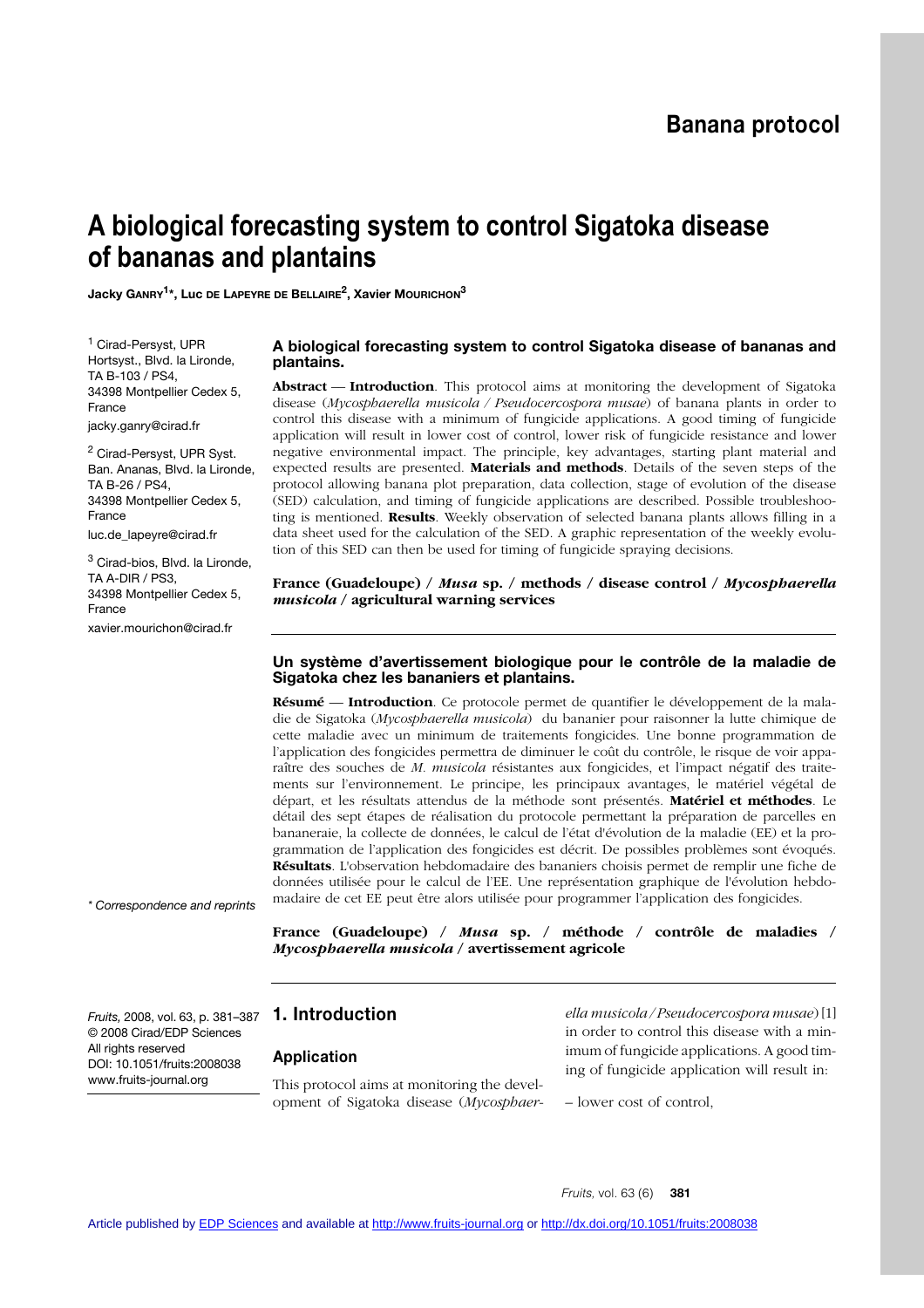Banana protocol

# A biological forecasting system to control Sigatoka disease of bananas and plantains

**Jacky Ganry[1]*, Luc de Lapeyre de Bellaire[2], Xavier Mourichon[3]**

[1] Cirad-Persyst, UPR Hortsyst., Blvd. la Lironde, TA B-103 / PS4, 34398 Montpellier Cedex 5, France
jacky.ganry@cirad.fr

[2] Cirad-Persyst, UPR Syst. Ban. Ananas, Blvd. la Lironde, TA B-26 / PS4, 34398 Montpellier Cedex 5, France
luc.de_lapeyre@cirad.fr

[3] Cirad-bios, Blvd. la Lironde, TA A-DIR / PS3, 34398 Montpellier Cedex 5, France
xavier.mourichon@cirad.fr

\* Correspondence and reprints

**A biological forecasting system to control Sigatoka disease of bananas and plantains.**

**Abstract** — **Introduction**. This protocol aims at monitoring the development of Sigatoka disease (*Mycosphaerella musicola / Pseudocercospora musae*) of banana plants in order to control this disease with a minimum of fungicide applications. A good timing of fungicide application will result in lower cost of control, lower risk of fungicide resistance and lower negative environmental impact. The principle, key advantages, starting plant material and expected results are presented. **Materials and methods**. Details of the seven steps of the protocol allowing banana plot preparation, data collection, stage of evolution of the disease (SED) calculation, and timing of fungicide applications are described. Possible troubleshooting is mentioned. **Results**. Weekly observation of selected banana plants allows filling in a data sheet used for the calculation of the SED. A graphic representation of the weekly evolution of this SED can then be used for timing of fungicide spraying decisions.

**France (Guadeloupe) / *Musa* sp. / methods / disease control / *Mycosphaerella musicola* / agricultural warning services**

**Un système d'avertissement biologique pour le contrôle de la maladie de Sigatoka chez les bananiers et plantains.**

**Résumé** — **Introduction**. Ce protocole permet de quantifier le développement de la maladie de Sigatoka (*Mycosphaerella musicola*) du bananier pour raisonner la lutte chimique de cette maladie avec un minimum de traitements fongicides. Une bonne programmation de l'application des fongicides permettra de diminuer le coût du contrôle, le risque de voir apparaître des souches de *M. musicola* résistantes aux fongicides, et l'impact négatif des traitements sur l'environnement. Le principe, les principaux avantages, le matériel végétal de départ, et les résultats attendus de la méthode sont présentés. **Matériel et méthodes**. Le détail des sept étapes de réalisation du protocole permettant la préparation de parcelles en bananeraie, la collecte de données, le calcul de l'état d'évolution de la maladie (EE) et la programmation de l'application des fongicides est décrit. De possibles problèmes sont évoqués. **Résultats**. L'observation hebdomadaire des bananiers choisis permet de remplir une fiche de données utilisée pour le calcul de l'EE. Une représentation graphique de l'évolution hebdomadaire de cet EE peut être alors utilisée pour programmer l'application des fongicides.

**France (Guadeloupe) / *Musa* sp. / méthode / contrôle de maladies / *Mycosphaerella musicola* / avertissement agricole**

*Fruits,* 2008, vol. 63, p. 381–387
© 2008 Cirad/EDP Sciences
All rights reserved
DOI: 10.1051/fruits:2008038
www.fruits-journal.org

## 1. Introduction

### Application

This protocol aims at monitoring the development of Sigatoka disease (*Mycosphaerella musicola / Pseudocercospora musae*) [1] in order to control this disease with a minimum of fungicide applications. A good timing of fungicide application will result in:

– lower cost of control,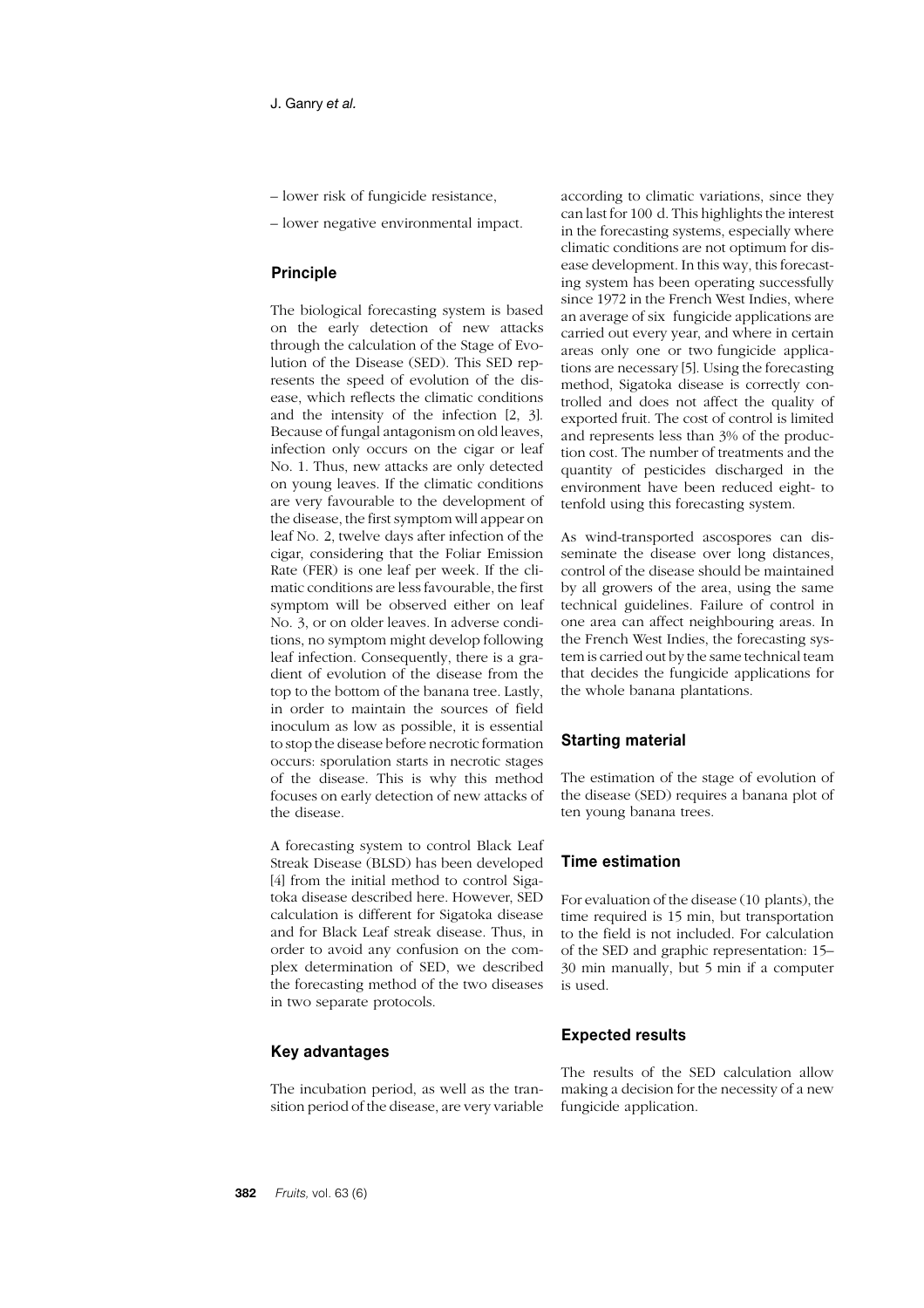– lower risk of fungicide resistance,

– lower negative environmental impact.

## Principle

The biological forecasting system is based on the early detection of new attacks through the calculation of the Stage of Evolution of the Disease (SED). This SED represents the speed of evolution of the disease, which reflects the climatic conditions and the intensity of the infection [2, 3]. Because of fungal antagonism on old leaves, infection only occurs on the cigar or leaf No. 1. Thus, new attacks are only detected on young leaves. If the climatic conditions are very favourable to the development of the disease, the first symptom will appear on leaf No. 2, twelve days after infection of the cigar, considering that the Foliar Emission Rate (FER) is one leaf per week. If the climatic conditions are less favourable, the first symptom will be observed either on leaf No. 3, or on older leaves. In adverse conditions, no symptom might develop following leaf infection. Consequently, there is a gradient of evolution of the disease from the top to the bottom of the banana tree. Lastly, in order to maintain the sources of field inoculum as low as possible, it is essential to stop the disease before necrotic formation occurs: sporulation starts in necrotic stages of the disease. This is why this method focuses on early detection of new attacks of the disease.

A forecasting system to control Black Leaf Streak Disease (BLSD) has been developed [4] from the initial method to control Sigatoka disease described here. However, SED calculation is different for Sigatoka disease and for Black Leaf streak disease. Thus, in order to avoid any confusion on the complex determination of SED, we described the forecasting method of the two diseases in two separate protocols.

## Key advantages

The incubation period, as well as the transition period of the disease, are very variable according to climatic variations, since they can last for 100 d. This highlights the interest in the forecasting systems, especially where climatic conditions are not optimum for disease development. In this way, this forecasting system has been operating successfully since 1972 in the French West Indies, where an average of six fungicide applications are carried out every year, and where in certain areas only one or two fungicide applications are necessary [5]. Using the forecasting method, Sigatoka disease is correctly controlled and does not affect the quality of exported fruit. The cost of control is limited and represents less than 3% of the production cost. The number of treatments and the quantity of pesticides discharged in the environment have been reduced eight- to tenfold using this forecasting system.

As wind-transported ascospores can disseminate the disease over long distances, control of the disease should be maintained by all growers of the area, using the same technical guidelines. Failure of control in one area can affect neighbouring areas. In the French West Indies, the forecasting system is carried out by the same technical team that decides the fungicide applications for the whole banana plantations.

## Starting material

The estimation of the stage of evolution of the disease (SED) requires a banana plot of ten young banana trees.

## Time estimation

For evaluation of the disease (10 plants), the time required is 15 min, but transportation to the field is not included. For calculation of the SED and graphic representation: 15–30 min manually, but 5 min if a computer is used.

## Expected results

The results of the SED calculation allow making a decision for the necessity of a new fungicide application.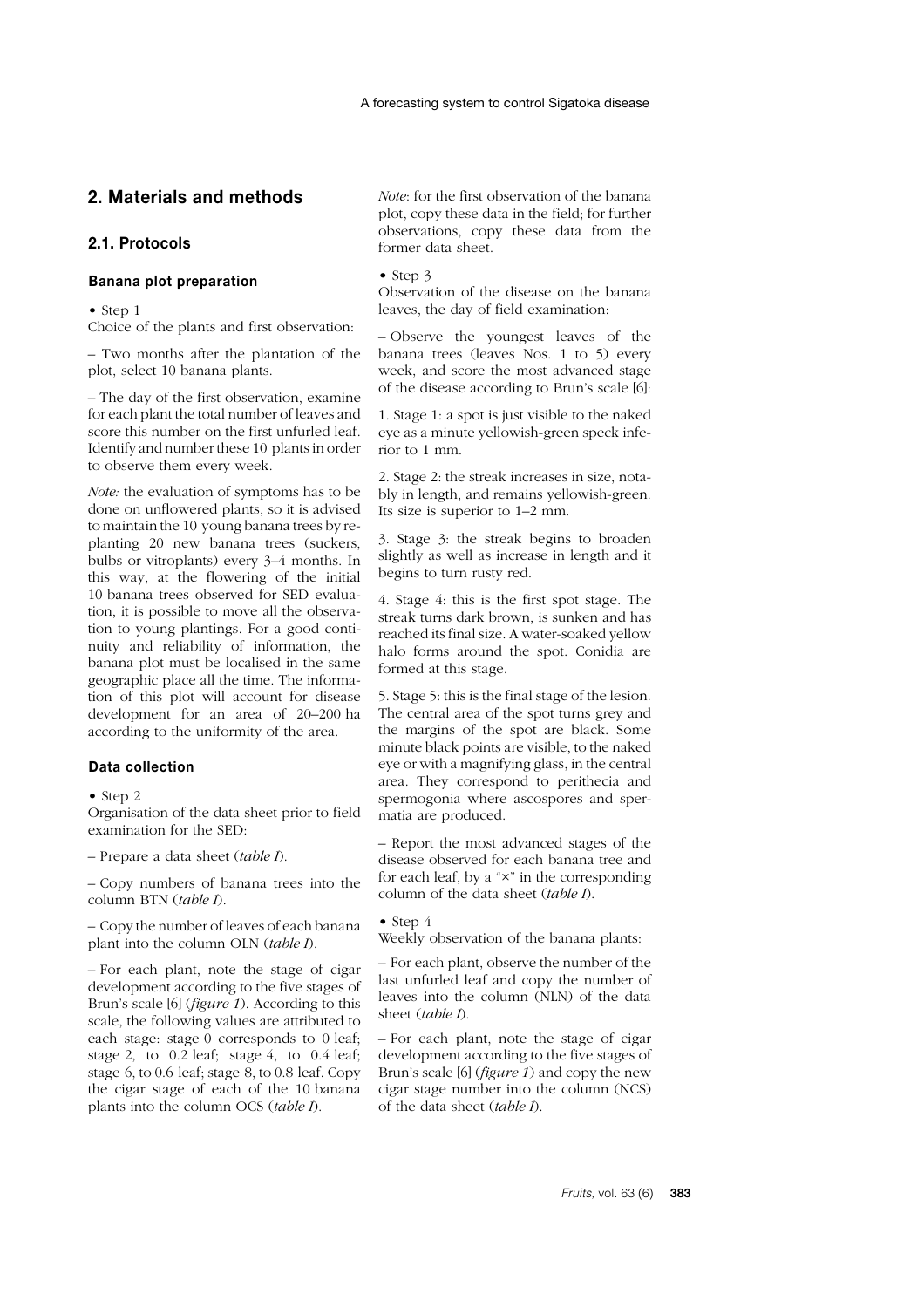## 2. Materials and methods

### 2.1. Protocols

#### Banana plot preparation

• Step 1
Choice of the plants and first observation:

– Two months after the plantation of the plot, select 10 banana plants.

– The day of the first observation, examine for each plant the total number of leaves and score this number on the first unfurled leaf. Identify and number these 10 plants in order to observe them every week.

*Note:* the evaluation of symptoms has to be done on unflowered plants, so it is advised to maintain the 10 young banana trees by replanting 20 new banana trees (suckers, bulbs or vitroplants) every 3–4 months. In this way, at the flowering of the initial 10 banana trees observed for SED evaluation, it is possible to move all the observation to young plantings. For a good continuity and reliability of information, the banana plot must be localised in the same geographic place all the time. The information of this plot will account for disease development for an area of 20–200 ha according to the uniformity of the area.

#### Data collection

• Step 2
Organisation of the data sheet prior to field examination for the SED:

– Prepare a data sheet (*table I*).

– Copy numbers of banana trees into the column BTN (*table I*).

– Copy the number of leaves of each banana plant into the column OLN (*table I*).

– For each plant, note the stage of cigar development according to the five stages of Brun's scale [6] (*figure 1*). According to this scale, the following values are attributed to each stage: stage 0 corresponds to 0 leaf; stage 2, to 0.2 leaf; stage 4, to 0.4 leaf; stage 6, to 0.6 leaf; stage 8, to 0.8 leaf. Copy the cigar stage of each of the 10 banana plants into the column OCS (*table I*).

*Note*: for the first observation of the banana plot, copy these data in the field; for further observations, copy these data from the former data sheet.

• Step 3
Observation of the disease on the banana leaves, the day of field examination:

– Observe the youngest leaves of the banana trees (leaves Nos. 1 to 5) every week, and score the most advanced stage of the disease according to Brun's scale [6]:

1. Stage 1: a spot is just visible to the naked eye as a minute yellowish-green speck inferior to 1 mm.

2. Stage 2: the streak increases in size, notably in length, and remains yellowish-green. Its size is superior to 1–2 mm.

3. Stage 3: the streak begins to broaden slightly as well as increase in length and it begins to turn rusty red.

4. Stage 4: this is the first spot stage. The streak turns dark brown, is sunken and has reached its final size. A water-soaked yellow halo forms around the spot. Conidia are formed at this stage.

5. Stage 5: this is the final stage of the lesion. The central area of the spot turns grey and the margins of the spot are black. Some minute black points are visible, to the naked eye or with a magnifying glass, in the central area. They correspond to perithecia and spermogonia where ascospores and spermatia are produced.

– Report the most advanced stages of the disease observed for each banana tree and for each leaf, by a "×" in the corresponding column of the data sheet (*table I*).

• Step 4
Weekly observation of the banana plants:

– For each plant, observe the number of the last unfurled leaf and copy the number of leaves into the column (NLN) of the data sheet (*table I*).

– For each plant, note the stage of cigar development according to the five stages of Brun's scale [6] (*figure 1*) and copy the new cigar stage number into the column (NCS) of the data sheet (*table I*).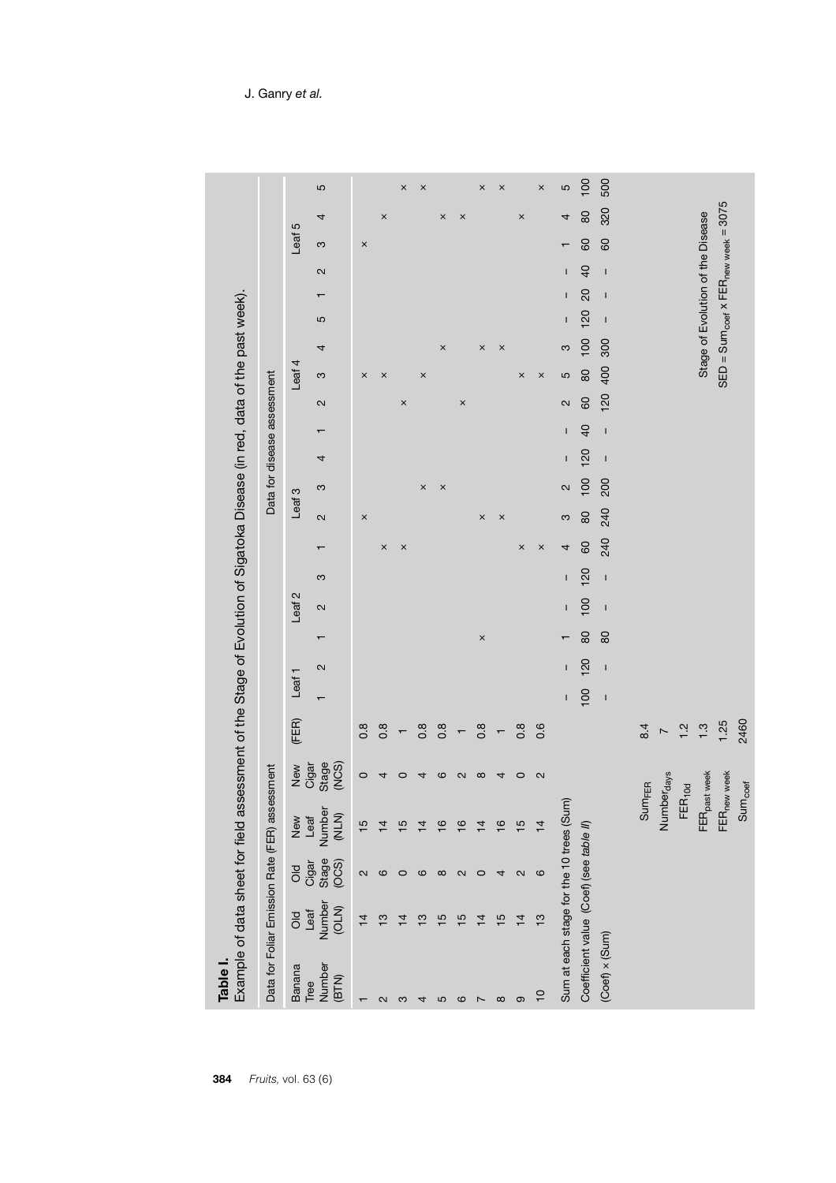**Table I.**
Example of data sheet for field assessment of the Stage of Evolution of Sigatoka Disease (in red, data of the past week).

| Data for Foliar Emission Rate (FER) assessment | | | | | | Data for disease assessment | | | | | | | | | | | | | | | | | | |
|---|---|---|---|---|---|---|---|---|---|---|---|---|---|---|---|---|---|---|---|---|---|---|---|---|
| Banana Tree Number (BTN) | Old Leaf Number (OLN) | Old Cigar Stage (OCS) | New Leaf Number (NLN) | New Cigar Stage (NCS) | (FER) | Leaf 1 | | Leaf 2 | | | Leaf 3 | | | | Leaf 4 | | | | | Leaf 5 | | | | |
| | | | | | | 1 | 2 | 1 | 2 | 3 | 1 | 2 | 3 | 4 | 1 | 2 | 3 | 4 | 5 | 1 | 2 | 3 | 4 | 5 |
| 1 | 14 | 2 | 15 | 0 | 0.8 | | | | | | | × | | | | | × | | | | | × | | |
| 2 | 13 | 6 | 14 | 4 | 0.8 | | | | | | × | | | | | | × | | | | | | × | |
| 3 | 14 | 0 | 15 | 0 | 1 | | | | | | × | | | | | × | | | | | | | | × |
| 4 | 13 | 6 | 14 | 4 | 0.8 | | | | | | | | × | | | | × | | | | | | | × |
| 5 | 15 | 8 | 16 | 6 | 0.8 | | | | | | | | × | | | | | × | | | | | × | |
| 6 | 15 | 2 | 16 | 2 | 1 | | | | | | | | | | | × | | | | | | | × | |
| 7 | 14 | 0 | 14 | 8 | 0.8 | | | × | | | | × | | | | | | × | | | | | | × |
| 8 | 15 | 4 | 16 | 4 | 1 | | | | | | | × | | | | | | × | | | | | | × |
| 9 | 14 | 2 | 15 | 0 | 0.8 | | | | | | × | | | | | | × | | | | | | × | |
| 10 | 13 | 6 | 14 | 2 | 0.6 | | | | | | × | | | | | | × | | | | | | | × |
| Sum at each stage for the 10 trees (Sum) | | | | | | – | – | 1 | – | – | 4 | 3 | 2 | – | – | 2 | 5 | 3 | – | – | – | 1 | 4 | 5 |
| Coefficient value (Coef) (see *table II*) | | | | | | 100 | 120 | 80 | 100 | 120 | 60 | 80 | 100 | 120 | 40 | 60 | 80 | 100 | 120 | 20 | 40 | 60 | 80 | 100 |
| (Coef) × (Sum) | | | | | | – | – | 80 | – | – | 240 | 240 | 200 | – | – | 120 | 400 | 300 | – | – | – | 60 | 320 | 500 |

| | |
|---|---|
| $Sum_{FER}$ | 8.4 |
| $Number_{days}$ | 7 |
| $FER_{10d}$ | 1.2 |
| $FER_{past\ week}$ | 1.3 |
| $FER_{new\ week}$ | 1.25 |
| $Sum_{coef}$ | 2460 |

Stage of Evolution of the Disease

$SED = Sum_{coef} \times FER_{new\ week} = 3075$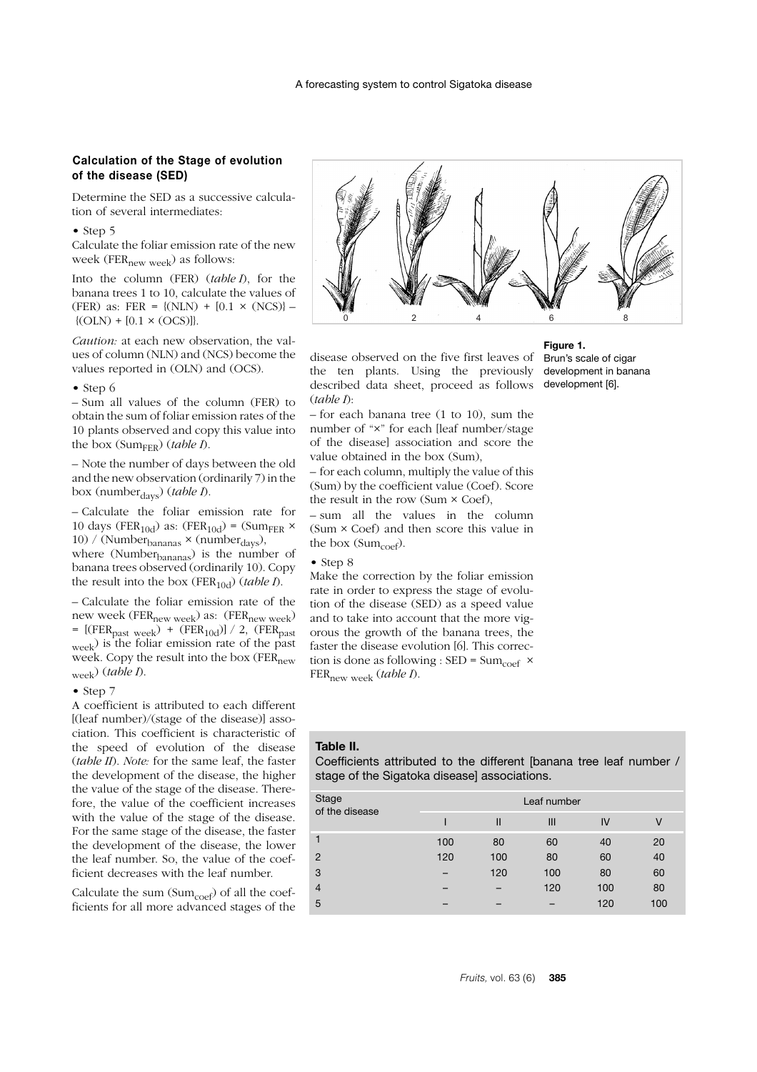### Calculation of the Stage of evolution of the disease (SED)

Determine the SED as a successive calculation of several intermediates:

• Step 5

Calculate the foliar emission rate of the new week ($FER_{new\ week}$) as follows:

Into the column (FER) (*table I*), for the banana trees 1 to 10, calculate the values of (FER) as: FER = {(NLN) + [0.1 × (NCS)} – {(OLN) + [0.1 × (OCS)]}.

*Caution:* at each new observation, the values of column (NLN) and (NCS) become the values reported in (OLN) and (OCS).

• Step 6

– Sum all values of the column (FER) to obtain the sum of foliar emission rates of the 10 plants observed and copy this value into the box ($Sum_{FER}$) (*table I*).

– Note the number of days between the old and the new observation (ordinarily 7) in the box ($number_{days}$) (*table I*).

– Calculate the foliar emission rate for 10 days ($FER_{10d}$) as: ($FER_{10d}$) = ($Sum_{FER}$ × 10) / ($Number_{bananas}$ × ($number_{days}$), where ($Number_{bananas}$) is the number of banana trees observed (ordinarily 10). Copy the result into the box ($FER_{10d}$) (*table I*).

– Calculate the foliar emission rate of the new week ($FER_{new\ week}$) as: ($FER_{new\ week}$) = [($FER_{past\ week}$) + ($FER_{10d}$)] / 2, ($FER_{past\ week}$) is the foliar emission rate of the past week. Copy the result into the box ($FER_{new\ week}$) (*table I*).

• Step 7

A coefficient is attributed to each different [(leaf number)/(stage of the disease)] association. This coefficient is characteristic of the speed of evolution of the disease (*table II*). *Note:* for the same leaf, the faster the development of the disease, the higher the value of the stage of the disease. Therefore, the value of the coefficient increases with the value of the stage of the disease. For the same stage of the disease, the faster the development of the disease, the lower the leaf number. So, the value of the coefficient decreases with the leaf number.

Calculate the sum ($Sum_{coef}$) of all the coefficients for all more advanced stages of the disease observed on the five first leaves of the ten plants. Using the previously described data sheet, proceed as follows (*table I*):

– for each banana tree (1 to 10), sum the number of "×" for each [leaf number/stage of the disease] association and score the value obtained in the box (Sum),

– for each column, multiply the value of this (Sum) by the coefficient value (Coef). Score the result in the row (Sum × Coef),

– sum all the values in the column (Sum × Coef) and then score this value in the box ($Sum_{coef}$).

• Step 8

Make the correction by the foliar emission rate in order to express the stage of evolution of the disease (SED) as a speed value and to take into account that the more vigorous the growth of the banana trees, the faster the disease evolution [6]. This correction is done as following : SED = $Sum_{coef}$ × $FER_{new\ week}$ (*table I*).

**Figure 1.**
Brun's scale of cigar development in banana development [6].

**Table II.**
Coefficients attributed to the different [banana tree leaf number / stage of the Sigatoka disease] associations.

| Stage of the disease | Leaf number | | | | |
|---|---|---|---|---|---|
| | I | II | III | IV | V |
| 1 | 100 | 80 | 60 | 40 | 20 |
| 2 | 120 | 100 | 80 | 60 | 40 |
| 3 | – | 120 | 100 | 80 | 60 |
| 4 | – | – | 120 | 100 | 80 |
| 5 | – | – | – | 120 | 100 |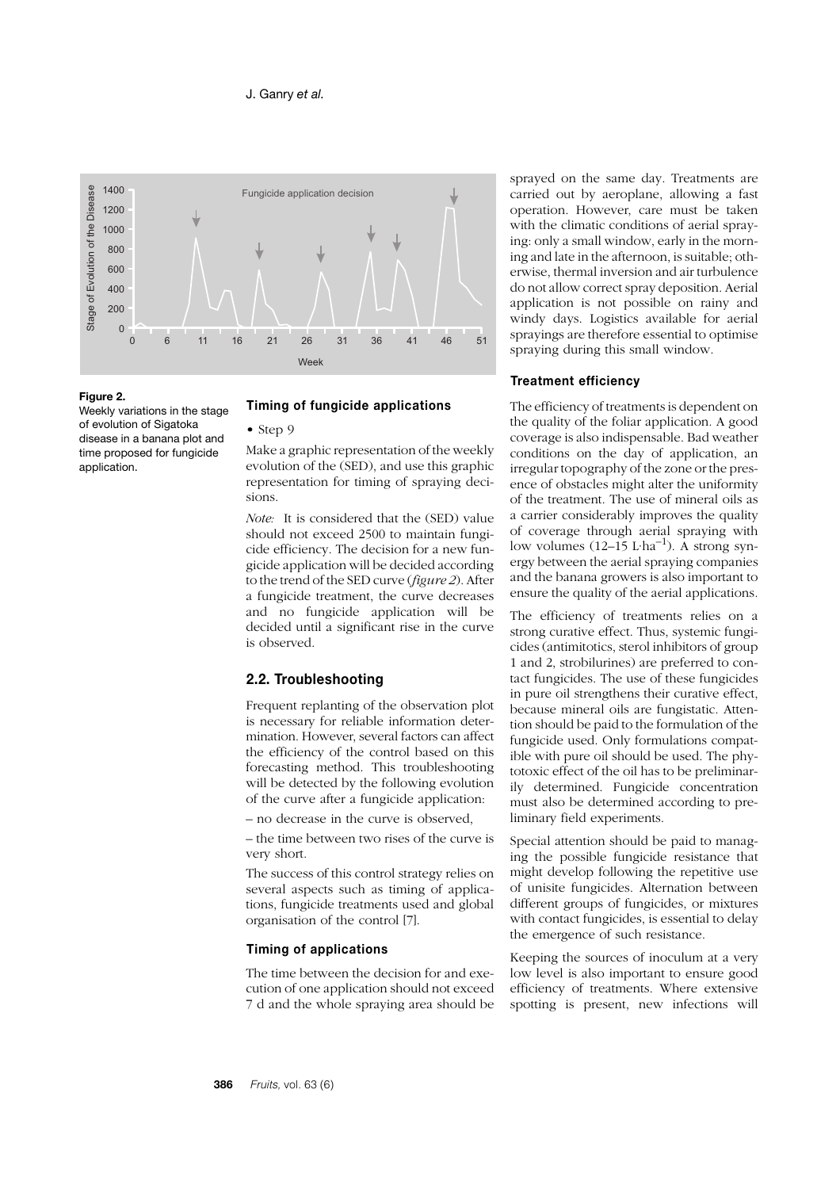**Figure 2.**
Weekly variations in the stage of evolution of Sigatoka disease in a banana plot and time proposed for fungicide application.

### Timing of fungicide applications

• Step 9

Make a graphic representation of the weekly evolution of the (SED), and use this graphic representation for timing of spraying decisions.

*Note:* It is considered that the (SED) value should not exceed 2500 to maintain fungicide efficiency. The decision for a new fungicide application will be decided according to the trend of the SED curve (*figure 2*). After a fungicide treatment, the curve decreases and no fungicide application will be decided until a significant rise in the curve is observed.

## 2.2. Troubleshooting

Frequent replanting of the observation plot is necessary for reliable information determination. However, several factors can affect the efficiency of the control based on this forecasting method. This troubleshooting will be detected by the following evolution of the curve after a fungicide application:

– no decrease in the curve is observed,

– the time between two rises of the curve is very short.

The success of this control strategy relies on several aspects such as timing of applications, fungicide treatments used and global organisation of the control [7].

### Timing of applications

The time between the decision for and execution of one application should not exceed 7 d and the whole spraying area should be sprayed on the same day. Treatments are carried out by aeroplane, allowing a fast operation. However, care must be taken with the climatic conditions of aerial spraying: only a small window, early in the morning and late in the afternoon, is suitable; otherwise, thermal inversion and air turbulence do not allow correct spray deposition. Aerial application is not possible on rainy and windy days. Logistics available for aerial sprayings are therefore essential to optimise spraying during this small window.

### Treatment efficiency

The efficiency of treatments is dependent on the quality of the foliar application. A good coverage is also indispensable. Bad weather conditions on the day of application, an irregular topography of the zone or the presence of obstacles might alter the uniformity of the treatment. The use of mineral oils as a carrier considerably improves the quality of coverage through aerial spraying with low volumes (12–15 $L \cdot ha^{-1}$). A strong synergy between the aerial spraying companies and the banana growers is also important to ensure the quality of the aerial applications.

The efficiency of treatments relies on a strong curative effect. Thus, systemic fungicides (antimitotics, sterol inhibitors of group 1 and 2, strobilurines) are preferred to contact fungicides. The use of these fungicides in pure oil strengthens their curative effect, because mineral oils are fungistatic. Attention should be paid to the formulation of the fungicide used. Only formulations compatible with pure oil should be used. The phytotoxic effect of the oil has to be preliminarily determined. Fungicide concentration must also be determined according to preliminary field experiments.

Special attention should be paid to managing the possible fungicide resistance that might develop following the repetitive use of unisite fungicides. Alternation between different groups of fungicides, or mixtures with contact fungicides, is essential to delay the emergence of such resistance.

Keeping the sources of inoculum at a very low level is also important to ensure good efficiency of treatments. Where extensive spotting is present, new infections will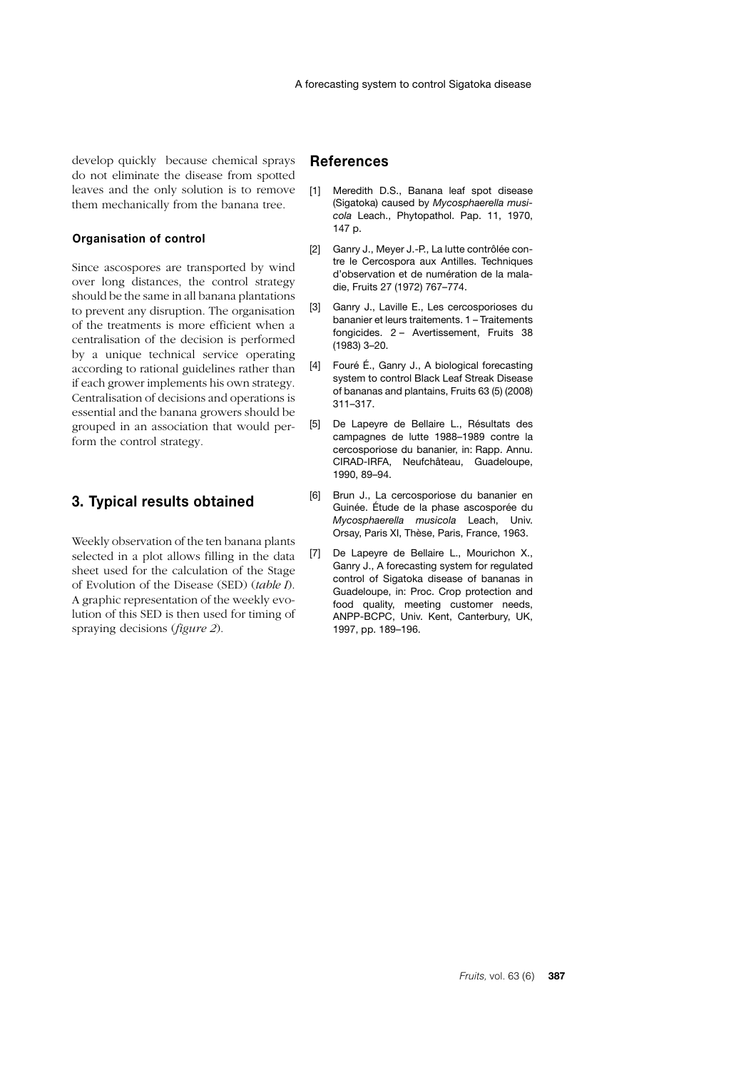develop quickly because chemical sprays do not eliminate the disease from spotted leaves and the only solution is to remove them mechanically from the banana tree.

### Organisation of control

Since ascospores are transported by wind over long distances, the control strategy should be the same in all banana plantations to prevent any disruption. The organisation of the treatments is more efficient when a centralisation of the decision is performed by a unique technical service operating according to rational guidelines rather than if each grower implements his own strategy. Centralisation of decisions and operations is essential and the banana growers should be grouped in an association that would perform the control strategy.

## 3. Typical results obtained

Weekly observation of the ten banana plants selected in a plot allows filling in the data sheet used for the calculation of the Stage of Evolution of the Disease (SED) (*table I*). A graphic representation of the weekly evolution of this SED is then used for timing of spraying decisions (*figure 2*).

## References

[1] Meredith D.S., Banana leaf spot disease (Sigatoka) caused by *Mycosphaerella musicola* Leach., Phytopathol. Pap. 11, 1970, 147 p.

[2] Ganry J., Meyer J.-P., La lutte contrôlée contre le Cercospora aux Antilles. Techniques d'observation et de numération de la maladie, Fruits 27 (1972) 767–774.

[3] Ganry J., Laville E., Les cercosporioses du bananier et leurs traitements. 1 – Traitements fongicides. 2 – Avertissement, Fruits 38 (1983) 3–20.

[4] Fouré É., Ganry J., A biological forecasting system to control Black Leaf Streak Disease of bananas and plantains, Fruits 63 (5) (2008) 311–317.

[5] De Lapeyre de Bellaire L., Résultats des campagnes de lutte 1988–1989 contre la cercosporiose du bananier, in: Rapp. Annu. CIRAD-IRFA, Neufchâteau, Guadeloupe, 1990, 89–94.

[6] Brun J., La cercosporiose du bananier en Guinée. Étude de la phase ascosporée du *Mycosphaerella musicola* Leach, Univ. Orsay, Paris XI, Thèse, Paris, France, 1963.

[7] De Lapeyre de Bellaire L., Mourichon X., Ganry J., A forecasting system for regulated control of Sigatoka disease of bananas in Guadeloupe, in: Proc. Crop protection and food quality, meeting customer needs, ANPP-BCPC, Univ. Kent, Canterbury, UK, 1997, pp. 189–196.